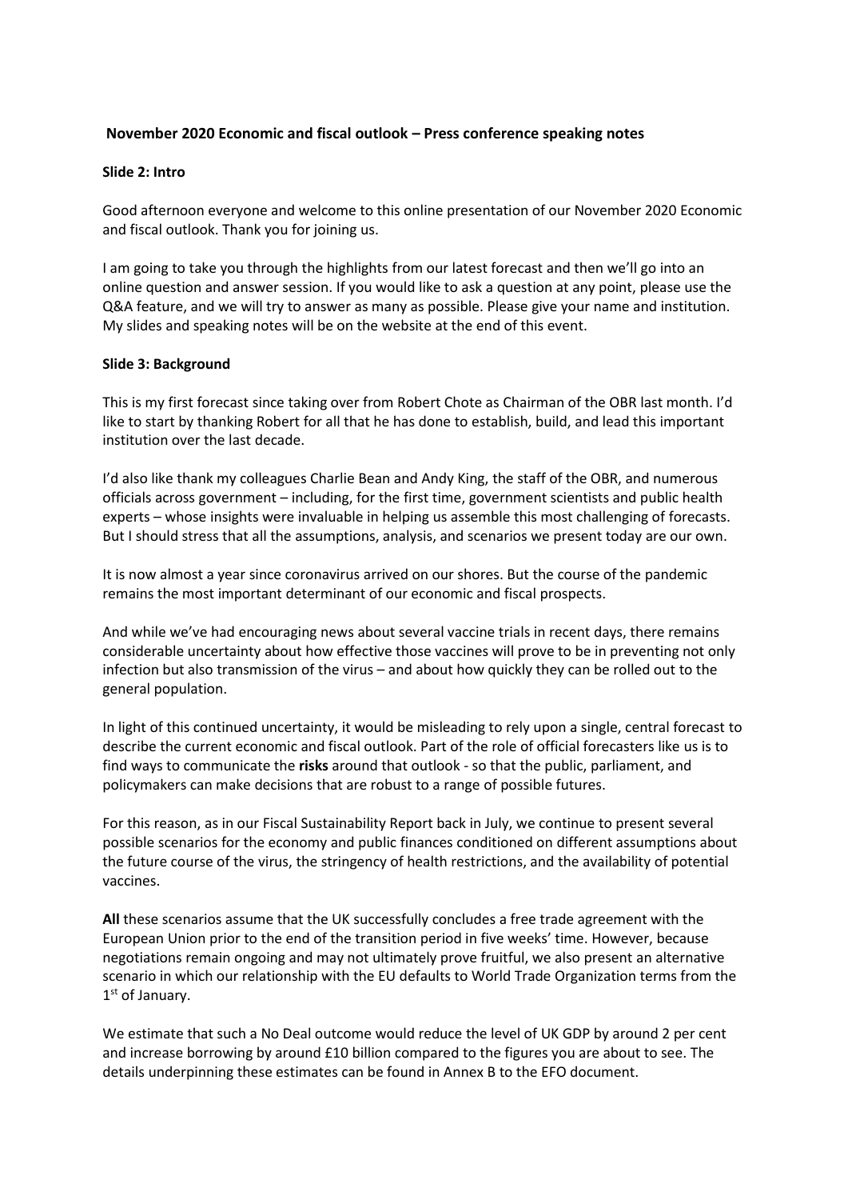**November 2020 Economic and fiscal outlook – Press conference speaking notes**

**Slide 2: Intro**

Good afternoon everyone and welcome to this online presentation of our November 2020 Economic and fiscal outlook. Thank you for joining us.

I am going to take you through the highlights from our latest forecast and then we'll go into an online question and answer session. If you would like to ask a question at any point, please use the Q&A feature, and we will try to answer as many as possible. Please give your name and institution. My slides and speaking notes will be on the website at the end of this event.

**Slide 3: Background**

This is my first forecast since taking over from Robert Chote as Chairman of the OBR last month. I'd like to start by thanking Robert for all that he has done to establish, build, and lead this important institution over the last decade.

I'd also like thank my colleagues Charlie Bean and Andy King, the staff of the OBR, and numerous officials across government – including, for the first time, government scientists and public health experts – whose insights were invaluable in helping us assemble this most challenging of forecasts. But I should stress that all the assumptions, analysis, and scenarios we present today are our own.

It is now almost a year since coronavirus arrived on our shores. But the course of the pandemic remains the most important determinant of our economic and fiscal prospects.

And while we've had encouraging news about several vaccine trials in recent days, there remains considerable uncertainty about how effective those vaccines will prove to be in preventing not only infection but also transmission of the virus – and about how quickly they can be rolled out to the general population.

In light of this continued uncertainty, it would be misleading to rely upon a single, central forecast to describe the current economic and fiscal outlook. Part of the role of official forecasters like us is to find ways to communicate the **risks** around that outlook - so that the public, parliament, and policymakers can make decisions that are robust to a range of possible futures.

For this reason, as in our Fiscal Sustainability Report back in July, we continue to present several possible scenarios for the economy and public finances conditioned on different assumptions about the future course of the virus, the stringency of health restrictions, and the availability of potential vaccines.

**All** these scenarios assume that the UK successfully concludes a free trade agreement with the European Union prior to the end of the transition period in five weeks' time. However, because negotiations remain ongoing and may not ultimately prove fruitful, we also present an alternative scenario in which our relationship with the EU defaults to World Trade Organization terms from the 1st of January.

We estimate that such a No Deal outcome would reduce the level of UK GDP by around 2 per cent and increase borrowing by around £10 billion compared to the figures you are about to see. The details underpinning these estimates can be found in Annex B to the EFO document.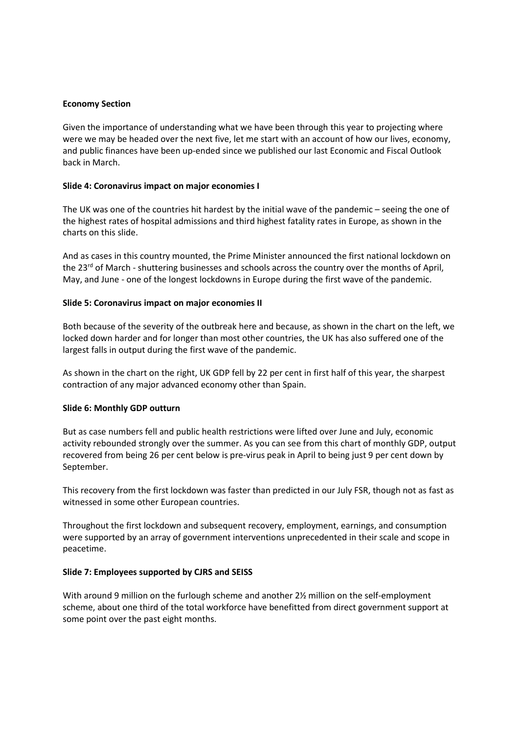**Economy Section**

Given the importance of understanding what we have been through this year to projecting where were we may be headed over the next five, let me start with an account of how our lives, economy, and public finances have been up-ended since we published our last Economic and Fiscal Outlook back in March.

**Slide 4: Coronavirus impact on major economies I**

The UK was one of the countries hit hardest by the initial wave of the pandemic – seeing the one of the highest rates of hospital admissions and third highest fatality rates in Europe, as shown in the charts on this slide.

And as cases in this country mounted, the Prime Minister announced the first national lockdown on the 23rd of March - shuttering businesses and schools across the country over the months of April, May, and June - one of the longest lockdowns in Europe during the first wave of the pandemic.

**Slide 5: Coronavirus impact on major economies II**

Both because of the severity of the outbreak here and because, as shown in the chart on the left, we locked down harder and for longer than most other countries, the UK has also suffered one of the largest falls in output during the first wave of the pandemic.

As shown in the chart on the right, UK GDP fell by 22 per cent in first half of this year, the sharpest contraction of any major advanced economy other than Spain.

**Slide 6: Monthly GDP outturn**

But as case numbers fell and public health restrictions were lifted over June and July, economic activity rebounded strongly over the summer. As you can see from this chart of monthly GDP, output recovered from being 26 per cent below is pre-virus peak in April to being just 9 per cent down by September.

This recovery from the first lockdown was faster than predicted in our July FSR, though not as fast as witnessed in some other European countries.

Throughout the first lockdown and subsequent recovery, employment, earnings, and consumption were supported by an array of government interventions unprecedented in their scale and scope in peacetime.

**Slide 7: Employees supported by CJRS and SEISS**

With around 9 million on the furlough scheme and another 2½ million on the self-employment scheme, about one third of the total workforce have benefitted from direct government support at some point over the past eight months.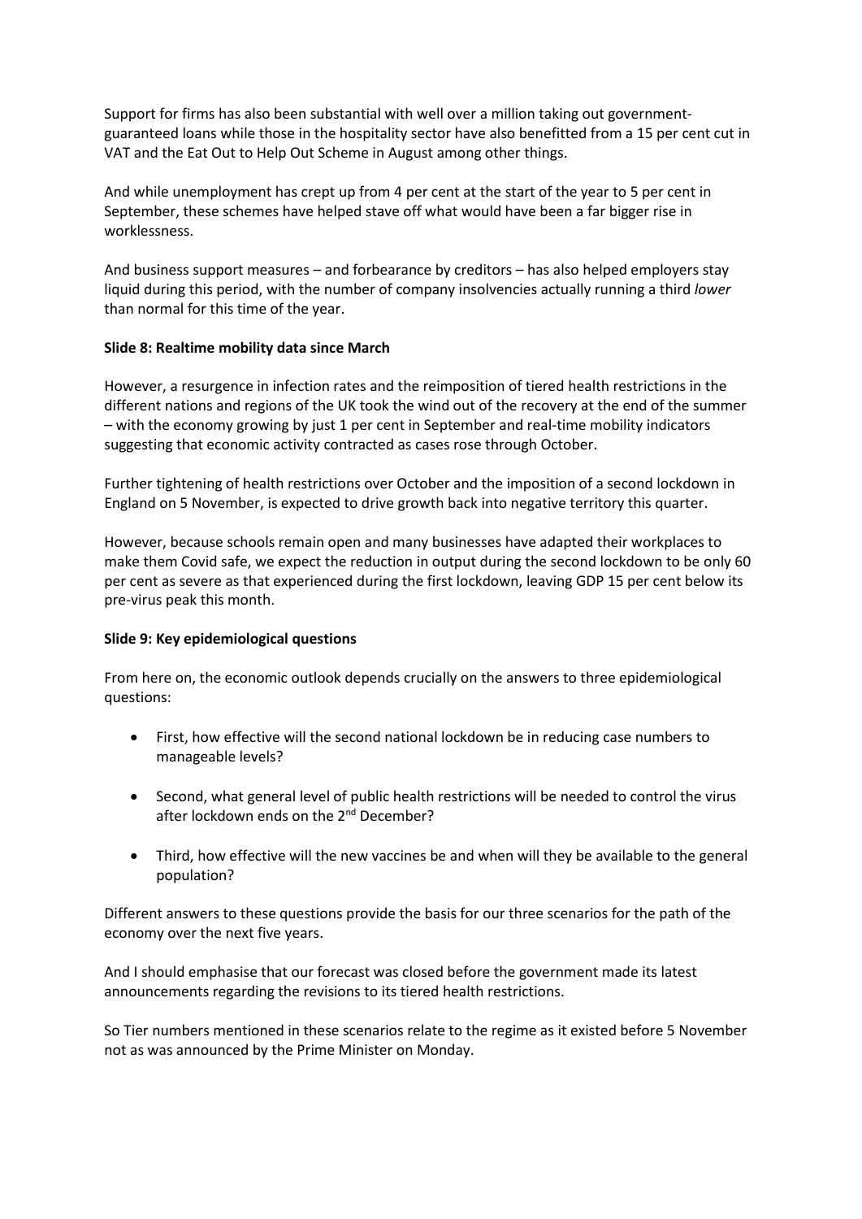Support for firms has also been substantial with well over a million taking out government-guaranteed loans while those in the hospitality sector have also benefitted from a 15 per cent cut in VAT and the Eat Out to Help Out Scheme in August among other things.

And while unemployment has crept up from 4 per cent at the start of the year to 5 per cent in September, these schemes have helped stave off what would have been a far bigger rise in worklessness.

And business support measures – and forbearance by creditors – has also helped employers stay liquid during this period, with the number of company insolvencies actually running a third *lower* than normal for this time of the year.

**Slide 8: Realtime mobility data since March**

However, a resurgence in infection rates and the reimposition of tiered health restrictions in the different nations and regions of the UK took the wind out of the recovery at the end of the summer – with the economy growing by just 1 per cent in September and real-time mobility indicators suggesting that economic activity contracted as cases rose through October.

Further tightening of health restrictions over October and the imposition of a second lockdown in England on 5 November, is expected to drive growth back into negative territory this quarter.

However, because schools remain open and many businesses have adapted their workplaces to make them Covid safe, we expect the reduction in output during the second lockdown to be only 60 per cent as severe as that experienced during the first lockdown, leaving GDP 15 per cent below its pre-virus peak this month.

**Slide 9: Key epidemiological questions**

From here on, the economic outlook depends crucially on the answers to three epidemiological questions:

- First, how effective will the second national lockdown be in reducing case numbers to manageable levels?
- Second, what general level of public health restrictions will be needed to control the virus after lockdown ends on the 2nd December?
- Third, how effective will the new vaccines be and when will they be available to the general population?

Different answers to these questions provide the basis for our three scenarios for the path of the economy over the next five years.

And I should emphasise that our forecast was closed before the government made its latest announcements regarding the revisions to its tiered health restrictions.

So Tier numbers mentioned in these scenarios relate to the regime as it existed before 5 November not as was announced by the Prime Minister on Monday.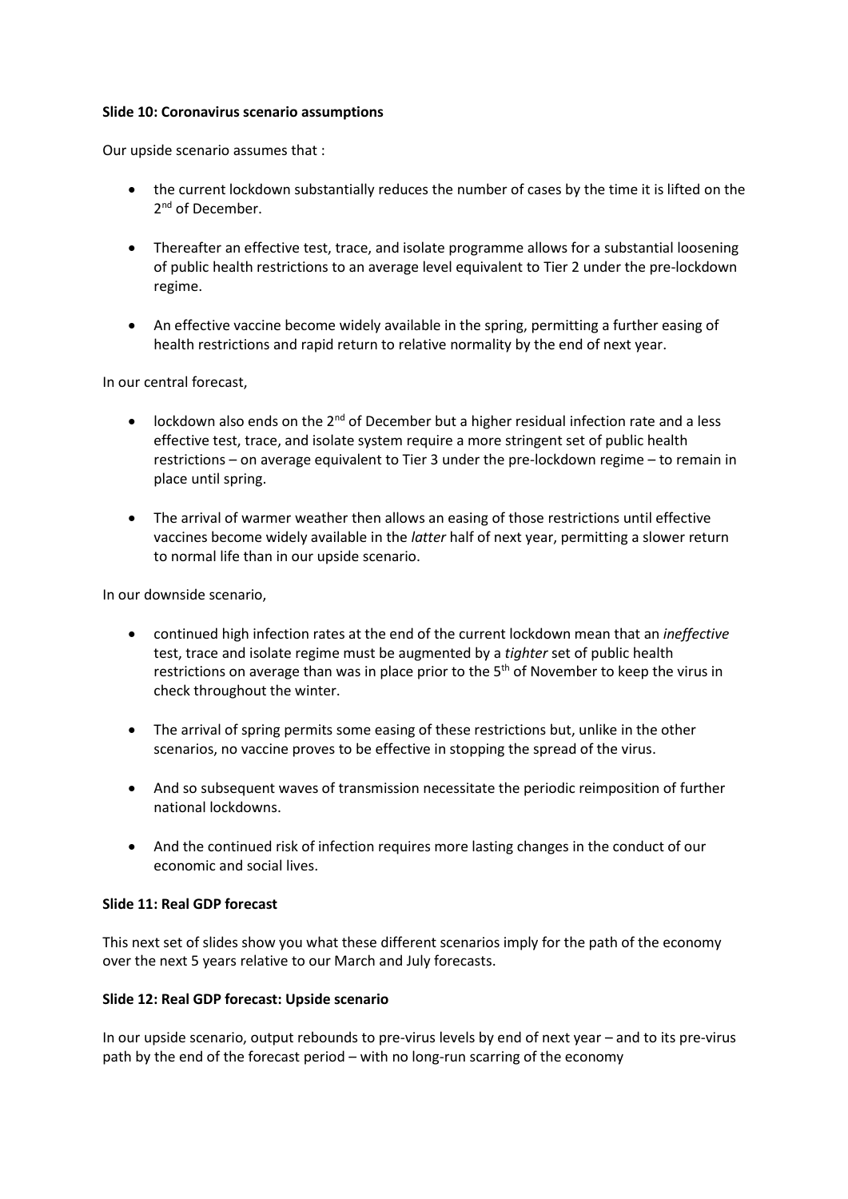**Slide 10: Coronavirus scenario assumptions**

Our upside scenario assumes that :

- the current lockdown substantially reduces the number of cases by the time it is lifted on the 2nd of December.
- Thereafter an effective test, trace, and isolate programme allows for a substantial loosening of public health restrictions to an average level equivalent to Tier 2 under the pre-lockdown regime.
- An effective vaccine become widely available in the spring, permitting a further easing of health restrictions and rapid return to relative normality by the end of next year.

In our central forecast,

- lockdown also ends on the 2nd of December but a higher residual infection rate and a less effective test, trace, and isolate system require a more stringent set of public health restrictions – on average equivalent to Tier 3 under the pre-lockdown regime – to remain in place until spring.
- The arrival of warmer weather then allows an easing of those restrictions until effective vaccines become widely available in the *latter* half of next year, permitting a slower return to normal life than in our upside scenario.

In our downside scenario,

- continued high infection rates at the end of the current lockdown mean that an *ineffective* test, trace and isolate regime must be augmented by a *tighter* set of public health restrictions on average than was in place prior to the 5th of November to keep the virus in check throughout the winter.
- The arrival of spring permits some easing of these restrictions but, unlike in the other scenarios, no vaccine proves to be effective in stopping the spread of the virus.
- And so subsequent waves of transmission necessitate the periodic reimposition of further national lockdowns.
- And the continued risk of infection requires more lasting changes in the conduct of our economic and social lives.

**Slide 11: Real GDP forecast**

This next set of slides show you what these different scenarios imply for the path of the economy over the next 5 years relative to our March and July forecasts.

**Slide 12: Real GDP forecast: Upside scenario**

In our upside scenario, output rebounds to pre-virus levels by end of next year – and to its pre-virus path by the end of the forecast period – with no long-run scarring of the economy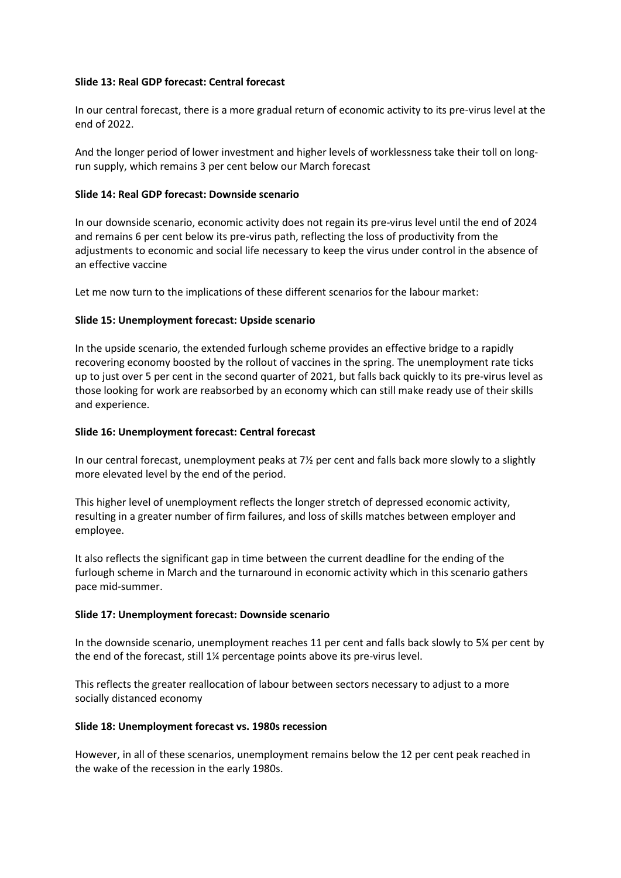**Slide 13: Real GDP forecast: Central forecast**

In our central forecast, there is a more gradual return of economic activity to its pre-virus level at the end of 2022.

And the longer period of lower investment and higher levels of worklessness take their toll on long-run supply, which remains 3 per cent below our March forecast

**Slide 14: Real GDP forecast: Downside scenario**

In our downside scenario, economic activity does not regain its pre-virus level until the end of 2024 and remains 6 per cent below its pre-virus path, reflecting the loss of productivity from the adjustments to economic and social life necessary to keep the virus under control in the absence of an effective vaccine

Let me now turn to the implications of these different scenarios for the labour market:

**Slide 15: Unemployment forecast: Upside scenario**

In the upside scenario, the extended furlough scheme provides an effective bridge to a rapidly recovering economy boosted by the rollout of vaccines in the spring. The unemployment rate ticks up to just over 5 per cent in the second quarter of 2021, but falls back quickly to its pre-virus level as those looking for work are reabsorbed by an economy which can still make ready use of their skills and experience.

**Slide 16: Unemployment forecast: Central forecast**

In our central forecast, unemployment peaks at 7½ per cent and falls back more slowly to a slightly more elevated level by the end of the period.

This higher level of unemployment reflects the longer stretch of depressed economic activity, resulting in a greater number of firm failures, and loss of skills matches between employer and employee.

It also reflects the significant gap in time between the current deadline for the ending of the furlough scheme in March and the turnaround in economic activity which in this scenario gathers pace mid-summer.

**Slide 17: Unemployment forecast: Downside scenario**

In the downside scenario, unemployment reaches 11 per cent and falls back slowly to 5¼ per cent by the end of the forecast, still 1¼ percentage points above its pre-virus level.

This reflects the greater reallocation of labour between sectors necessary to adjust to a more socially distanced economy

**Slide 18: Unemployment forecast vs. 1980s recession**

However, in all of these scenarios, unemployment remains below the 12 per cent peak reached in the wake of the recession in the early 1980s.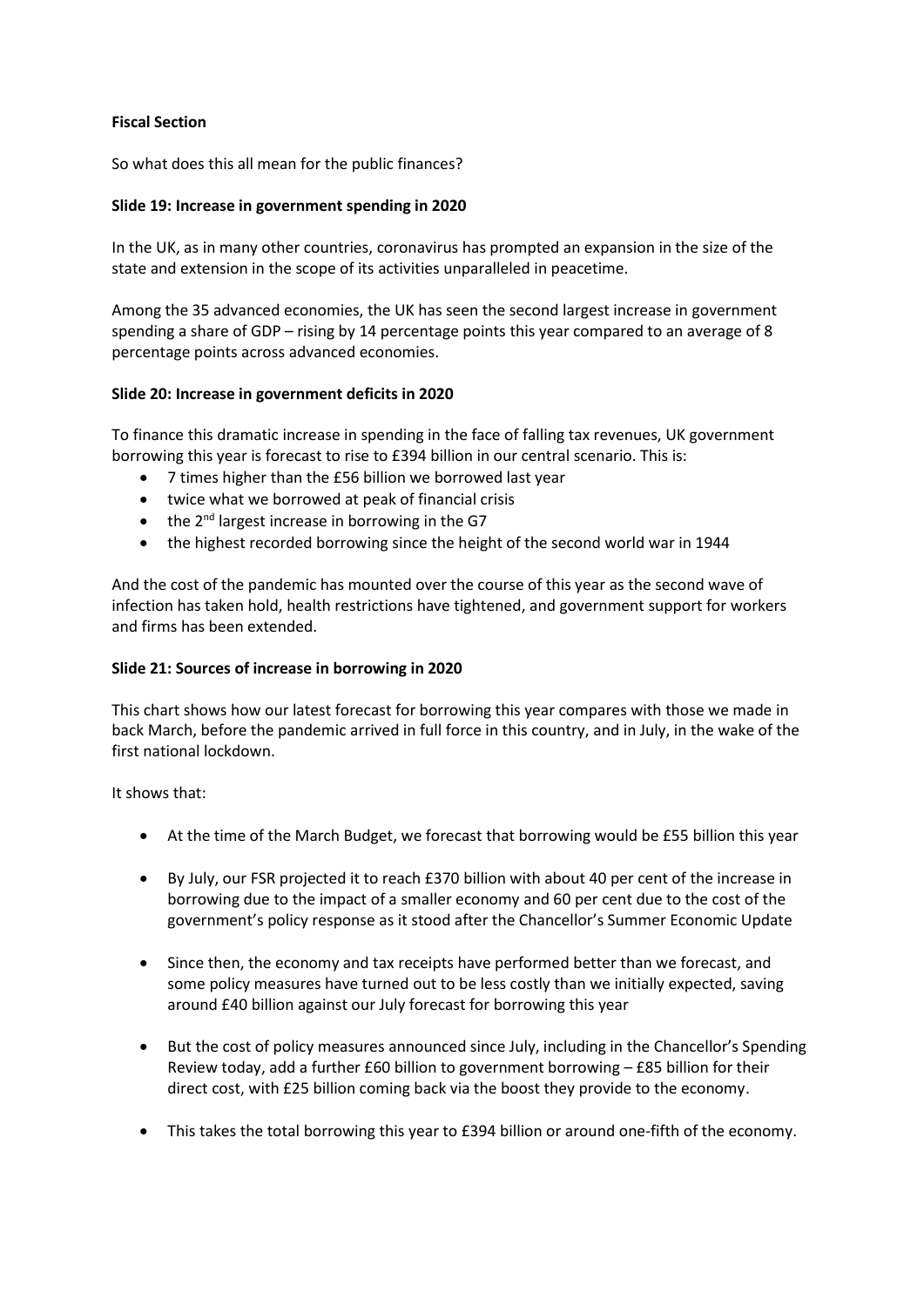**Fiscal Section**

So what does this all mean for the public finances?

**Slide 19: Increase in government spending in 2020**

In the UK, as in many other countries, coronavirus has prompted an expansion in the size of the state and extension in the scope of its activities unparalleled in peacetime.

Among the 35 advanced economies, the UK has seen the second largest increase in government spending a share of GDP – rising by 14 percentage points this year compared to an average of 8 percentage points across advanced economies.

**Slide 20: Increase in government deficits in 2020**

To finance this dramatic increase in spending in the face of falling tax revenues, UK government borrowing this year is forecast to rise to £394 billion in our central scenario. This is:

- 7 times higher than the £56 billion we borrowed last year
- twice what we borrowed at peak of financial crisis
- the 2nd largest increase in borrowing in the G7
- the highest recorded borrowing since the height of the second world war in 1944

And the cost of the pandemic has mounted over the course of this year as the second wave of infection has taken hold, health restrictions have tightened, and government support for workers and firms has been extended.

**Slide 21: Sources of increase in borrowing in 2020**

This chart shows how our latest forecast for borrowing this year compares with those we made in back March, before the pandemic arrived in full force in this country, and in July, in the wake of the first national lockdown.

It shows that:

- At the time of the March Budget, we forecast that borrowing would be £55 billion this year
- By July, our FSR projected it to reach £370 billion with about 40 per cent of the increase in borrowing due to the impact of a smaller economy and 60 per cent due to the cost of the government's policy response as it stood after the Chancellor's Summer Economic Update
- Since then, the economy and tax receipts have performed better than we forecast, and some policy measures have turned out to be less costly than we initially expected, saving around £40 billion against our July forecast for borrowing this year
- But the cost of policy measures announced since July, including in the Chancellor's Spending Review today, add a further £60 billion to government borrowing – £85 billion for their direct cost, with £25 billion coming back via the boost they provide to the economy.
- This takes the total borrowing this year to £394 billion or around one-fifth of the economy.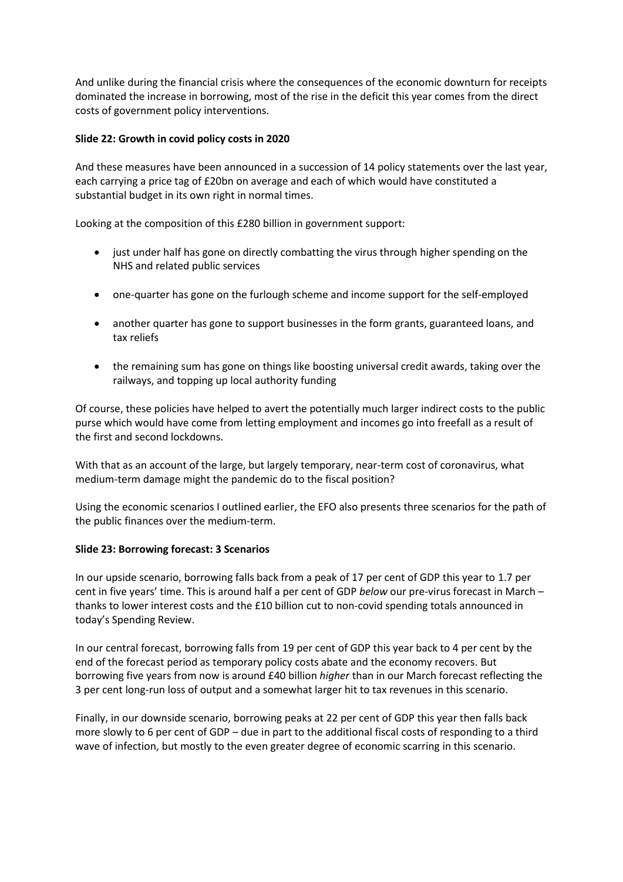And unlike during the financial crisis where the consequences of the economic downturn for receipts dominated the increase in borrowing, most of the rise in the deficit this year comes from the direct costs of government policy interventions.

**Slide 22: Growth in covid policy costs in 2020**

And these measures have been announced in a succession of 14 policy statements over the last year, each carrying a price tag of £20bn on average and each of which would have constituted a substantial budget in its own right in normal times.

Looking at the composition of this £280 billion in government support:

- just under half has gone on directly combatting the virus through higher spending on the NHS and related public services
- one-quarter has gone on the furlough scheme and income support for the self-employed
- another quarter has gone to support businesses in the form grants, guaranteed loans, and tax reliefs
- the remaining sum has gone on things like boosting universal credit awards, taking over the railways, and topping up local authority funding

Of course, these policies have helped to avert the potentially much larger indirect costs to the public purse which would have come from letting employment and incomes go into freefall as a result of the first and second lockdowns.

With that as an account of the large, but largely temporary, near-term cost of coronavirus, what medium-term damage might the pandemic do to the fiscal position?

Using the economic scenarios I outlined earlier, the EFO also presents three scenarios for the path of the public finances over the medium-term.

**Slide 23: Borrowing forecast: 3 Scenarios**

In our upside scenario, borrowing falls back from a peak of 17 per cent of GDP this year to 1.7 per cent in five years' time. This is around half a per cent of GDP *below* our pre-virus forecast in March – thanks to lower interest costs and the £10 billion cut to non-covid spending totals announced in today's Spending Review.

In our central forecast, borrowing falls from 19 per cent of GDP this year back to 4 per cent by the end of the forecast period as temporary policy costs abate and the economy recovers. But borrowing five years from now is around £40 billion *higher* than in our March forecast reflecting the 3 per cent long-run loss of output and a somewhat larger hit to tax revenues in this scenario.

Finally, in our downside scenario, borrowing peaks at 22 per cent of GDP this year then falls back more slowly to 6 per cent of GDP – due in part to the additional fiscal costs of responding to a third wave of infection, but mostly to the even greater degree of economic scarring in this scenario.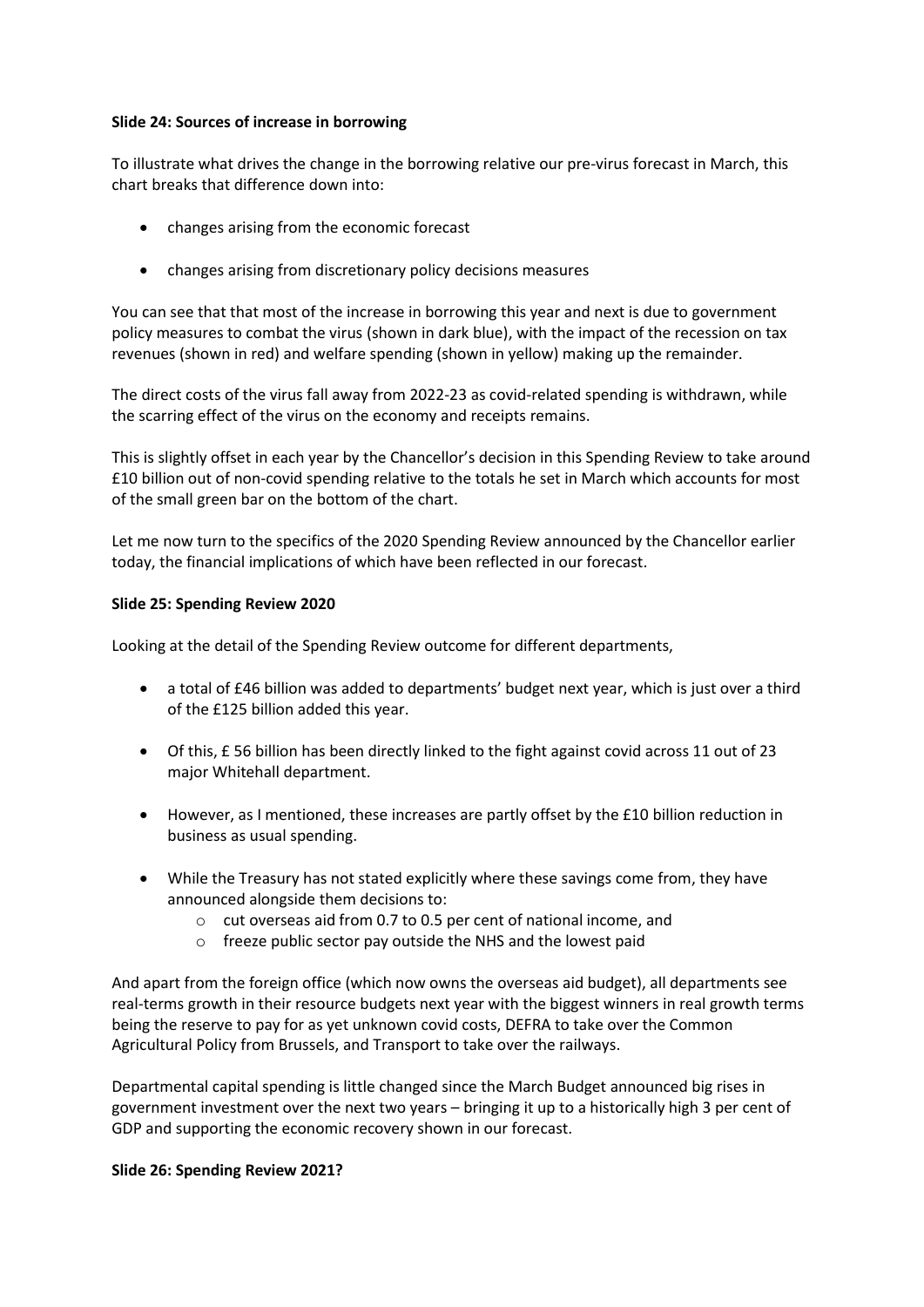**Slide 24: Sources of increase in borrowing**

To illustrate what drives the change in the borrowing relative our pre-virus forecast in March, this chart breaks that difference down into:

- changes arising from the economic forecast
- changes arising from discretionary policy decisions measures

You can see that that most of the increase in borrowing this year and next is due to government policy measures to combat the virus (shown in dark blue), with the impact of the recession on tax revenues (shown in red) and welfare spending (shown in yellow) making up the remainder.

The direct costs of the virus fall away from 2022-23 as covid-related spending is withdrawn, while the scarring effect of the virus on the economy and receipts remains.

This is slightly offset in each year by the Chancellor's decision in this Spending Review to take around £10 billion out of non-covid spending relative to the totals he set in March which accounts for most of the small green bar on the bottom of the chart.

Let me now turn to the specifics of the 2020 Spending Review announced by the Chancellor earlier today, the financial implications of which have been reflected in our forecast.

**Slide 25: Spending Review 2020**

Looking at the detail of the Spending Review outcome for different departments,

- a total of £46 billion was added to departments' budget next year, which is just over a third of the £125 billion added this year.
- Of this, £ 56 billion has been directly linked to the fight against covid across 11 out of 23 major Whitehall department.
- However, as I mentioned, these increases are partly offset by the £10 billion reduction in business as usual spending.
- While the Treasury has not stated explicitly where these savings come from, they have announced alongside them decisions to:
  - cut overseas aid from 0.7 to 0.5 per cent of national income, and
  - freeze public sector pay outside the NHS and the lowest paid

And apart from the foreign office (which now owns the overseas aid budget), all departments see real-terms growth in their resource budgets next year with the biggest winners in real growth terms being the reserve to pay for as yet unknown covid costs, DEFRA to take over the Common Agricultural Policy from Brussels, and Transport to take over the railways.

Departmental capital spending is little changed since the March Budget announced big rises in government investment over the next two years – bringing it up to a historically high 3 per cent of GDP and supporting the economic recovery shown in our forecast.

**Slide 26: Spending Review 2021?**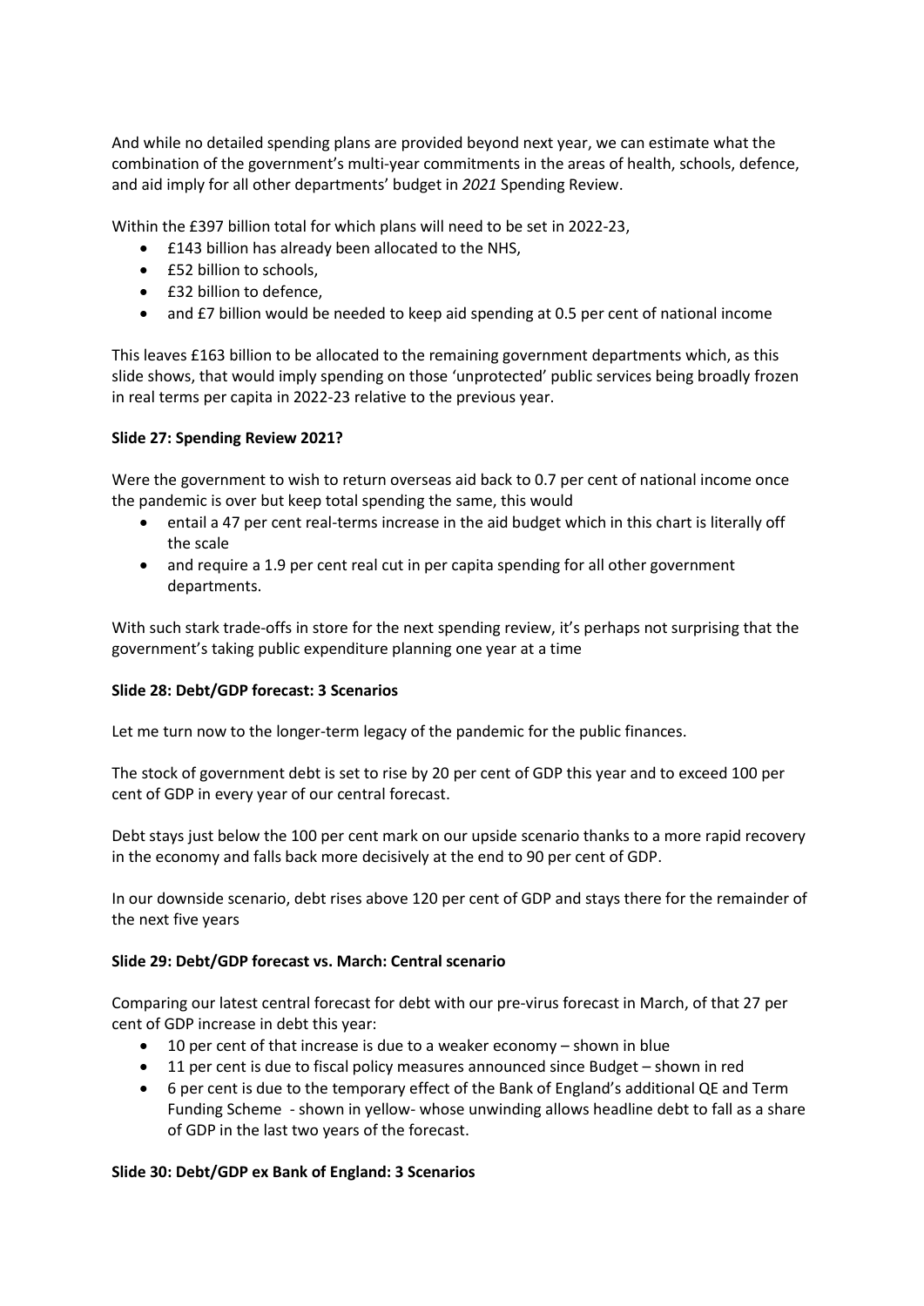And while no detailed spending plans are provided beyond next year, we can estimate what the combination of the government's multi-year commitments in the areas of health, schools, defence, and aid imply for all other departments' budget in *2021* Spending Review.

Within the £397 billion total for which plans will need to be set in 2022-23,

- £143 billion has already been allocated to the NHS,
- £52 billion to schools,
- £32 billion to defence,
- and £7 billion would be needed to keep aid spending at 0.5 per cent of national income

This leaves £163 billion to be allocated to the remaining government departments which, as this slide shows, that would imply spending on those 'unprotected' public services being broadly frozen in real terms per capita in 2022-23 relative to the previous year.

**Slide 27: Spending Review 2021?**

Were the government to wish to return overseas aid back to 0.7 per cent of national income once the pandemic is over but keep total spending the same, this would

- entail a 47 per cent real-terms increase in the aid budget which in this chart is literally off the scale
- and require a 1.9 per cent real cut in per capita spending for all other government departments.

With such stark trade-offs in store for the next spending review, it's perhaps not surprising that the government's taking public expenditure planning one year at a time

**Slide 28: Debt/GDP forecast: 3 Scenarios**

Let me turn now to the longer-term legacy of the pandemic for the public finances.

The stock of government debt is set to rise by 20 per cent of GDP this year and to exceed 100 per cent of GDP in every year of our central forecast.

Debt stays just below the 100 per cent mark on our upside scenario thanks to a more rapid recovery in the economy and falls back more decisively at the end to 90 per cent of GDP.

In our downside scenario, debt rises above 120 per cent of GDP and stays there for the remainder of the next five years

**Slide 29: Debt/GDP forecast vs. March: Central scenario**

Comparing our latest central forecast for debt with our pre-virus forecast in March, of that 27 per cent of GDP increase in debt this year:

- 10 per cent of that increase is due to a weaker economy – shown in blue
- 11 per cent is due to fiscal policy measures announced since Budget – shown in red
- 6 per cent is due to the temporary effect of the Bank of England's additional QE and Term Funding Scheme - shown in yellow- whose unwinding allows headline debt to fall as a share of GDP in the last two years of the forecast.

**Slide 30: Debt/GDP ex Bank of England: 3 Scenarios**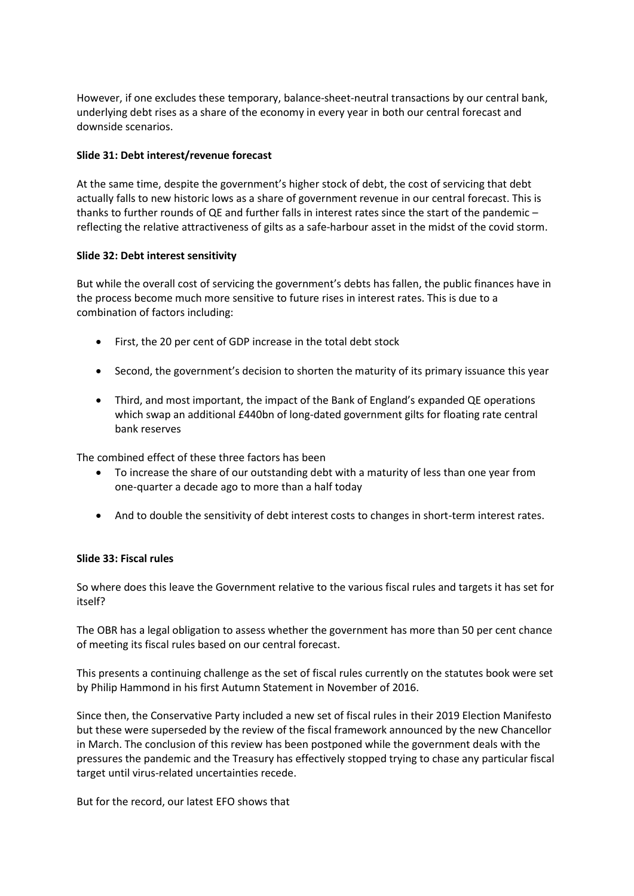However, if one excludes these temporary, balance-sheet-neutral transactions by our central bank, underlying debt rises as a share of the economy in every year in both our central forecast and downside scenarios.

**Slide 31: Debt interest/revenue forecast**

At the same time, despite the government's higher stock of debt, the cost of servicing that debt actually falls to new historic lows as a share of government revenue in our central forecast. This is thanks to further rounds of QE and further falls in interest rates since the start of the pandemic – reflecting the relative attractiveness of gilts as a safe-harbour asset in the midst of the covid storm.

**Slide 32: Debt interest sensitivity**

But while the overall cost of servicing the government's debts has fallen, the public finances have in the process become much more sensitive to future rises in interest rates. This is due to a combination of factors including:

- First, the 20 per cent of GDP increase in the total debt stock
- Second, the government's decision to shorten the maturity of its primary issuance this year
- Third, and most important, the impact of the Bank of England's expanded QE operations which swap an additional £440bn of long-dated government gilts for floating rate central bank reserves

The combined effect of these three factors has been

- To increase the share of our outstanding debt with a maturity of less than one year from one-quarter a decade ago to more than a half today
- And to double the sensitivity of debt interest costs to changes in short-term interest rates.

**Slide 33: Fiscal rules**

So where does this leave the Government relative to the various fiscal rules and targets it has set for itself?

The OBR has a legal obligation to assess whether the government has more than 50 per cent chance of meeting its fiscal rules based on our central forecast.

This presents a continuing challenge as the set of fiscal rules currently on the statutes book were set by Philip Hammond in his first Autumn Statement in November of 2016.

Since then, the Conservative Party included a new set of fiscal rules in their 2019 Election Manifesto but these were superseded by the review of the fiscal framework announced by the new Chancellor in March. The conclusion of this review has been postponed while the government deals with the pressures the pandemic and the Treasury has effectively stopped trying to chase any particular fiscal target until virus-related uncertainties recede.

But for the record, our latest EFO shows that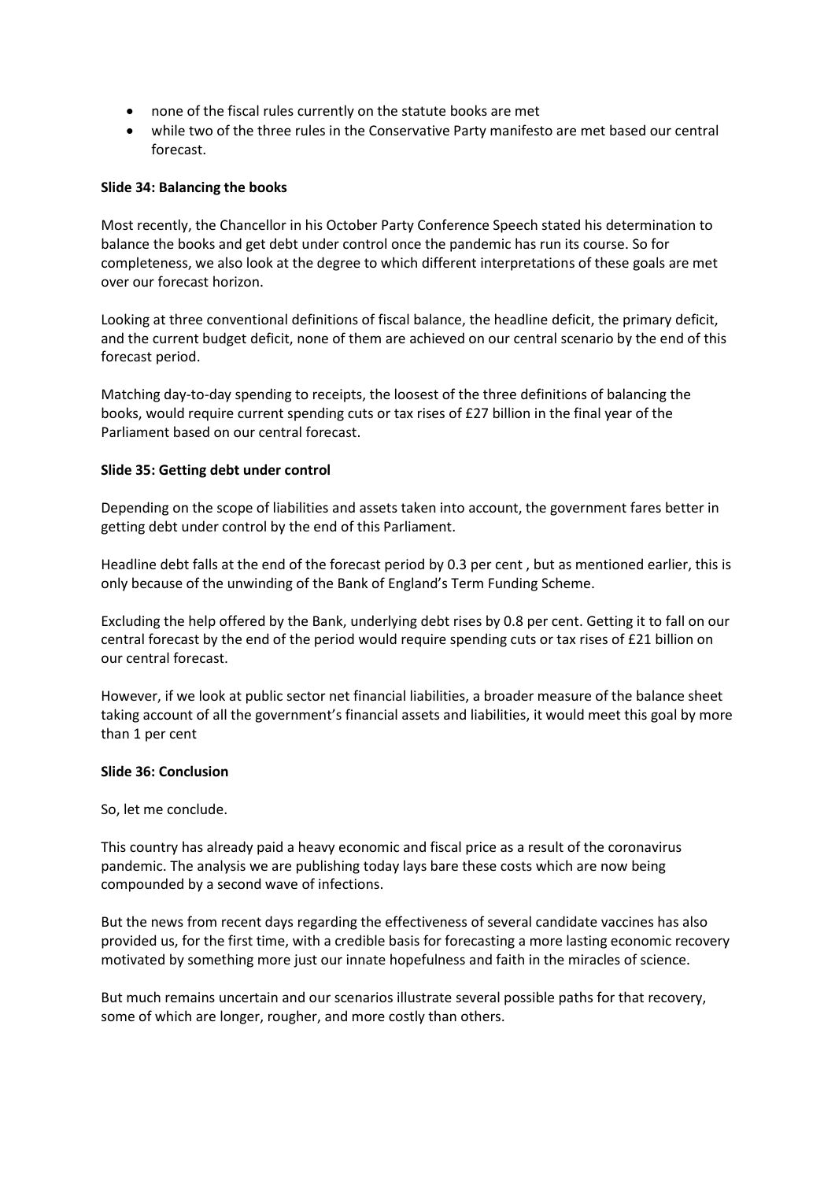- none of the fiscal rules currently on the statute books are met
- while two of the three rules in the Conservative Party manifesto are met based our central forecast.

**Slide 34: Balancing the books**

Most recently, the Chancellor in his October Party Conference Speech stated his determination to balance the books and get debt under control once the pandemic has run its course. So for completeness, we also look at the degree to which different interpretations of these goals are met over our forecast horizon.

Looking at three conventional definitions of fiscal balance, the headline deficit, the primary deficit, and the current budget deficit, none of them are achieved on our central scenario by the end of this forecast period.

Matching day-to-day spending to receipts, the loosest of the three definitions of balancing the books, would require current spending cuts or tax rises of £27 billion in the final year of the Parliament based on our central forecast.

**Slide 35: Getting debt under control**

Depending on the scope of liabilities and assets taken into account, the government fares better in getting debt under control by the end of this Parliament.

Headline debt falls at the end of the forecast period by 0.3 per cent , but as mentioned earlier, this is only because of the unwinding of the Bank of England's Term Funding Scheme.

Excluding the help offered by the Bank, underlying debt rises by 0.8 per cent. Getting it to fall on our central forecast by the end of the period would require spending cuts or tax rises of £21 billion on our central forecast.

However, if we look at public sector net financial liabilities, a broader measure of the balance sheet taking account of all the government's financial assets and liabilities, it would meet this goal by more than 1 per cent

**Slide 36: Conclusion**

So, let me conclude.

This country has already paid a heavy economic and fiscal price as a result of the coronavirus pandemic. The analysis we are publishing today lays bare these costs which are now being compounded by a second wave of infections.

But the news from recent days regarding the effectiveness of several candidate vaccines has also provided us, for the first time, with a credible basis for forecasting a more lasting economic recovery motivated by something more just our innate hopefulness and faith in the miracles of science.

But much remains uncertain and our scenarios illustrate several possible paths for that recovery, some of which are longer, rougher, and more costly than others.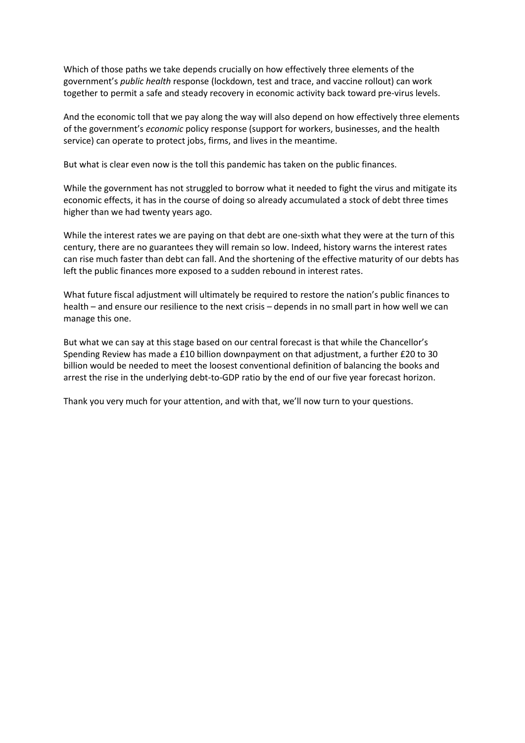Which of those paths we take depends crucially on how effectively three elements of the government's *public health* response (lockdown, test and trace, and vaccine rollout) can work together to permit a safe and steady recovery in economic activity back toward pre-virus levels.

And the economic toll that we pay along the way will also depend on how effectively three elements of the government's *economic* policy response (support for workers, businesses, and the health service) can operate to protect jobs, firms, and lives in the meantime.

But what is clear even now is the toll this pandemic has taken on the public finances.

While the government has not struggled to borrow what it needed to fight the virus and mitigate its economic effects, it has in the course of doing so already accumulated a stock of debt three times higher than we had twenty years ago.

While the interest rates we are paying on that debt are one-sixth what they were at the turn of this century, there are no guarantees they will remain so low. Indeed, history warns the interest rates can rise much faster than debt can fall. And the shortening of the effective maturity of our debts has left the public finances more exposed to a sudden rebound in interest rates.

What future fiscal adjustment will ultimately be required to restore the nation's public finances to health – and ensure our resilience to the next crisis – depends in no small part in how well we can manage this one.

But what we can say at this stage based on our central forecast is that while the Chancellor's Spending Review has made a £10 billion downpayment on that adjustment, a further £20 to 30 billion would be needed to meet the loosest conventional definition of balancing the books and arrest the rise in the underlying debt-to-GDP ratio by the end of our five year forecast horizon.

Thank you very much for your attention, and with that, we'll now turn to your questions.